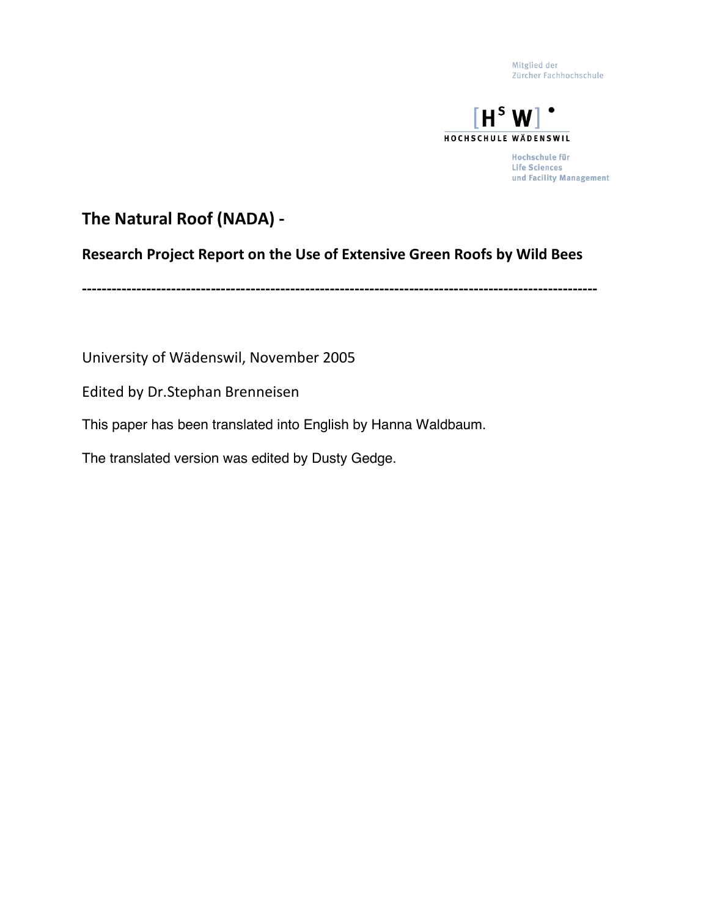Mitglied der
Zürcher Fachhochschule

[H^S W]

HOCHSCHULE WÄDENSWIL

Hochschule für
Life Sciences
und Facility Management

# The Natural Roof (NADA) -

## Research Project Report on the Use of Extensive Green Roofs by Wild Bees

---

University of Wädenswil, November 2005

Edited by Dr.Stephan Brenneisen

This paper has been translated into English by Hanna Waldbaum.

The translated version was edited by Dusty Gedge.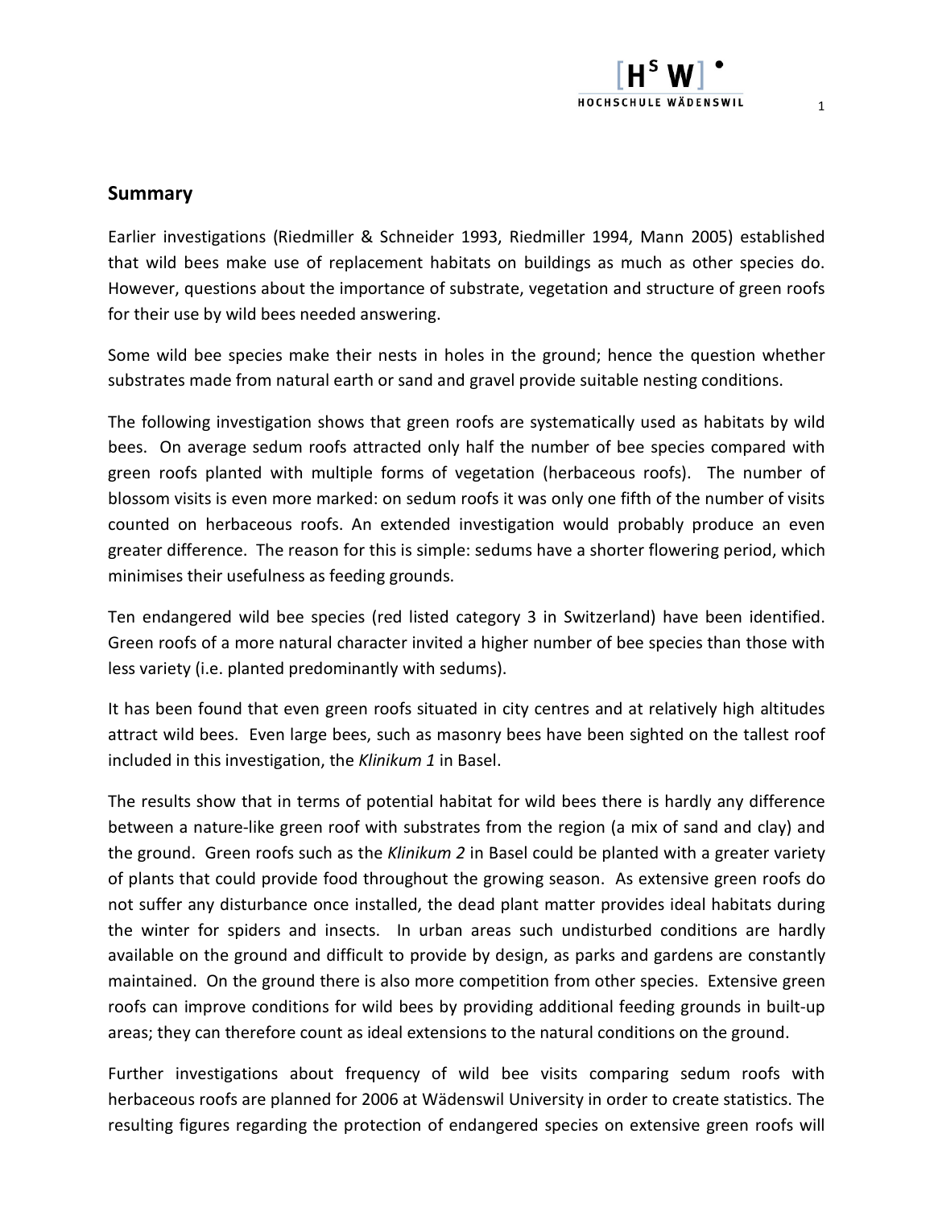## Summary

Earlier investigations (Riedmiller & Schneider 1993, Riedmiller 1994, Mann 2005) established that wild bees make use of replacement habitats on buildings as much as other species do. However, questions about the importance of substrate, vegetation and structure of green roofs for their use by wild bees needed answering.

Some wild bee species make their nests in holes in the ground; hence the question whether substrates made from natural earth or sand and gravel provide suitable nesting conditions.

The following investigation shows that green roofs are systematically used as habitats by wild bees. On average sedum roofs attracted only half the number of bee species compared with green roofs planted with multiple forms of vegetation (herbaceous roofs). The number of blossom visits is even more marked: on sedum roofs it was only one fifth of the number of visits counted on herbaceous roofs. An extended investigation would probably produce an even greater difference. The reason for this is simple: sedums have a shorter flowering period, which minimises their usefulness as feeding grounds.

Ten endangered wild bee species (red listed category 3 in Switzerland) have been identified. Green roofs of a more natural character invited a higher number of bee species than those with less variety (i.e. planted predominantly with sedums).

It has been found that even green roofs situated in city centres and at relatively high altitudes attract wild bees. Even large bees, such as masonry bees have been sighted on the tallest roof included in this investigation, the *Klinikum 1* in Basel.

The results show that in terms of potential habitat for wild bees there is hardly any difference between a nature-like green roof with substrates from the region (a mix of sand and clay) and the ground. Green roofs such as the *Klinikum 2* in Basel could be planted with a greater variety of plants that could provide food throughout the growing season. As extensive green roofs do not suffer any disturbance once installed, the dead plant matter provides ideal habitats during the winter for spiders and insects. In urban areas such undisturbed conditions are hardly available on the ground and difficult to provide by design, as parks and gardens are constantly maintained. On the ground there is also more competition from other species. Extensive green roofs can improve conditions for wild bees by providing additional feeding grounds in built-up areas; they can therefore count as ideal extensions to the natural conditions on the ground.

Further investigations about frequency of wild bee visits comparing sedum roofs with herbaceous roofs are planned for 2006 at Wädenswil University in order to create statistics. The resulting figures regarding the protection of endangered species on extensive green roofs will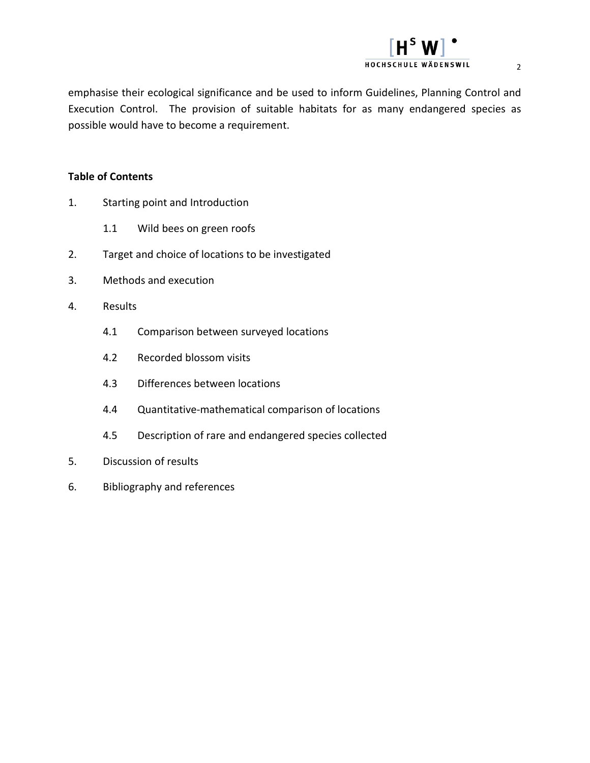emphasise their ecological significance and be used to inform Guidelines, Planning Control and Execution Control. The provision of suitable habitats for as many endangered species as possible would have to become a requirement.

**Table of Contents**

1. Starting point and Introduction
   - 1.1 Wild bees on green roofs
2. Target and choice of locations to be investigated
3. Methods and execution
4. Results
   - 4.1 Comparison between surveyed locations
   - 4.2 Recorded blossom visits
   - 4.3 Differences between locations
   - 4.4 Quantitative-mathematical comparison of locations
   - 4.5 Description of rare and endangered species collected
5. Discussion of results
6. Bibliography and references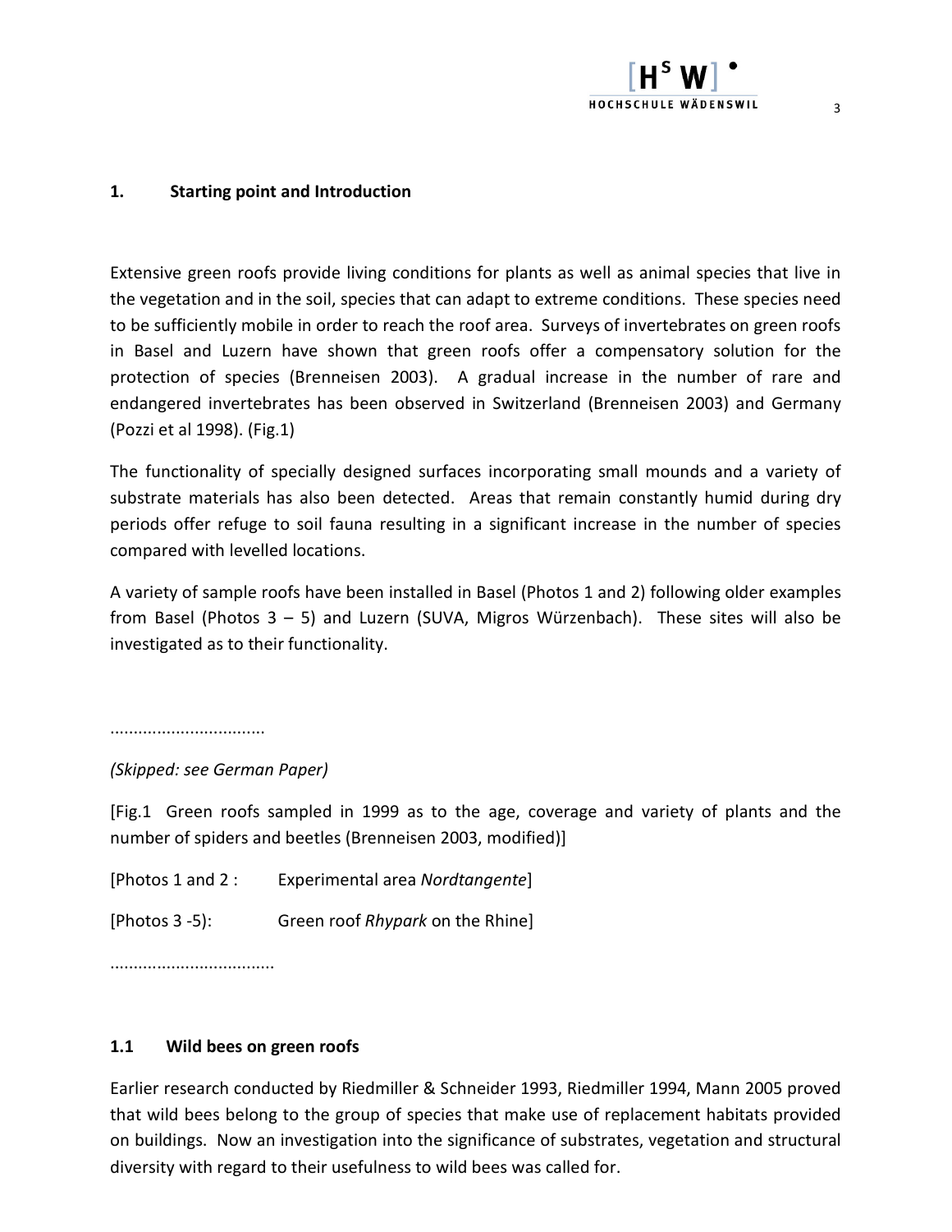## 1. Starting point and Introduction

Extensive green roofs provide living conditions for plants as well as animal species that live in the vegetation and in the soil, species that can adapt to extreme conditions. These species need to be sufficiently mobile in order to reach the roof area. Surveys of invertebrates on green roofs in Basel and Luzern have shown that green roofs offer a compensatory solution for the protection of species (Brenneisen 2003). A gradual increase in the number of rare and endangered invertebrates has been observed in Switzerland (Brenneisen 2003) and Germany (Pozzi et al 1998). (Fig.1)

The functionality of specially designed surfaces incorporating small mounds and a variety of substrate materials has also been detected. Areas that remain constantly humid during dry periods offer refuge to soil fauna resulting in a significant increase in the number of species compared with levelled locations.

A variety of sample roofs have been installed in Basel (Photos 1 and 2) following older examples from Basel (Photos 3 – 5) and Luzern (SUVA, Migros Würzenbach). These sites will also be investigated as to their functionality.

................................

*(Skipped: see German Paper)*

[Fig.1 Green roofs sampled in 1999 as to the age, coverage and variety of plants and the number of spiders and beetles (Brenneisen 2003, modified)]

[Photos 1 and 2 : Experimental area *Nordtangente*]

[Photos 3 -5): Green roof *Rhypark* on the Rhine]

..................................

### 1.1 Wild bees on green roofs

Earlier research conducted by Riedmiller & Schneider 1993, Riedmiller 1994, Mann 2005 proved that wild bees belong to the group of species that make use of replacement habitats provided on buildings. Now an investigation into the significance of substrates, vegetation and structural diversity with regard to their usefulness to wild bees was called for.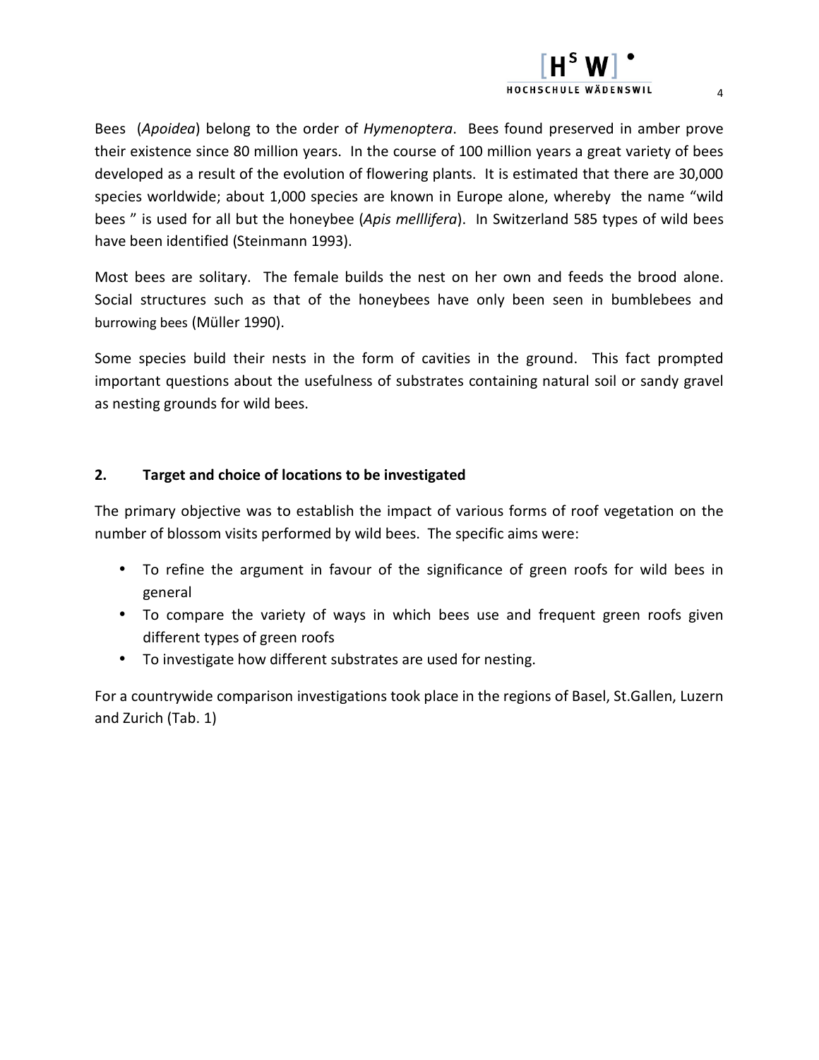Bees (*Apoidea*) belong to the order of *Hymenoptera*. Bees found preserved in amber prove their existence since 80 million years. In the course of 100 million years a great variety of bees developed as a result of the evolution of flowering plants. It is estimated that there are 30,000 species worldwide; about 1,000 species are known in Europe alone, whereby the name "wild bees " is used for all but the honeybee (*Apis melllifera*). In Switzerland 585 types of wild bees have been identified (Steinmann 1993).

Most bees are solitary. The female builds the nest on her own and feeds the brood alone. Social structures such as that of the honeybees have only been seen in bumblebees and burrowing bees (Müller 1990).

Some species build their nests in the form of cavities in the ground. This fact prompted important questions about the usefulness of substrates containing natural soil or sandy gravel as nesting grounds for wild bees.

## 2. Target and choice of locations to be investigated

The primary objective was to establish the impact of various forms of roof vegetation on the number of blossom visits performed by wild bees. The specific aims were:

- To refine the argument in favour of the significance of green roofs for wild bees in general
- To compare the variety of ways in which bees use and frequent green roofs given different types of green roofs
- To investigate how different substrates are used for nesting.

For a countrywide comparison investigations took place in the regions of Basel, St.Gallen, Luzern and Zurich (Tab. 1)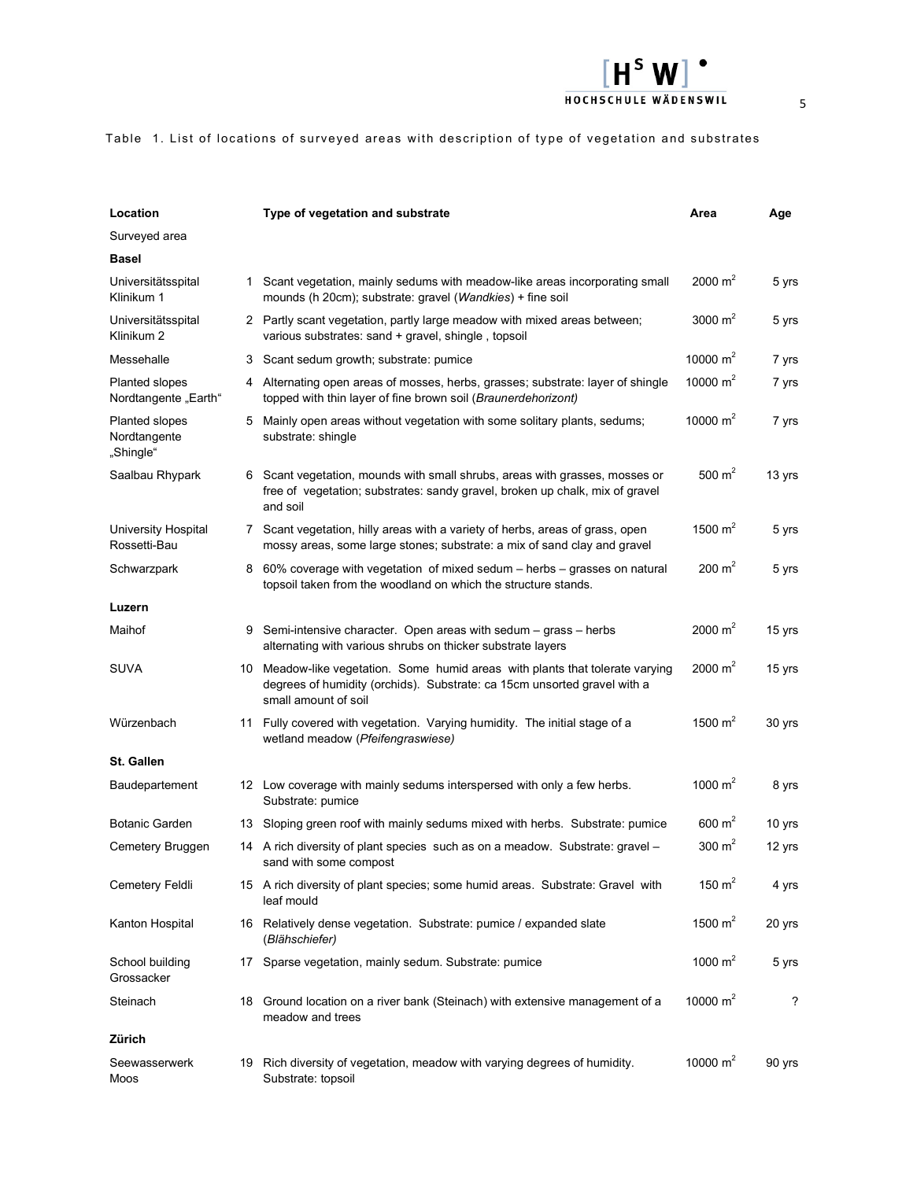Table 1. List of locations of surveyed areas with description of type of vegetation and substrates

| Location | | Type of vegetation and substrate | Area | Age |
|---|---|---|---|---|
| Surveyed area | | | | |
| **Basel** | | | | |
| Universitätsspital Klinikum 1 | 1 | Scant vegetation, mainly sedums with meadow-like areas incorporating small mounds (h 20cm); substrate: gravel (*Wandkies*) + fine soil | 2000 $m^2$ | 5 yrs |
| Universitätsspital Klinikum 2 | 2 | Partly scant vegetation, partly large meadow with mixed areas between; various substrates: sand + gravel, shingle , topsoil | 3000 $m^2$ | 5 yrs |
| Messehalle | 3 | Scant sedum growth; substrate: pumice | 10000 $m^2$ | 7 yrs |
| Planted slopes Nordtangente „Earth" | 4 | Alternating open areas of mosses, herbs, grasses; substrate: layer of shingle topped with thin layer of fine brown soil (*Braunerdehorizont)* | 10000 $m^2$ | 7 yrs |
| Planted slopes Nordtangente „Shingle" | 5 | Mainly open areas without vegetation with some solitary plants, sedums; substrate: shingle | 10000 $m^2$ | 7 yrs |
| Saalbau Rhypark | 6 | Scant vegetation, mounds with small shrubs, areas with grasses, mosses or free of vegetation; substrates: sandy gravel, broken up chalk, mix of gravel and soil | 500 $m^2$ | 13 yrs |
| University Hospital Rossetti-Bau | 7 | Scant vegetation, hilly areas with a variety of herbs, areas of grass, open mossy areas, some large stones; substrate: a mix of sand clay and gravel | 1500 $m^2$ | 5 yrs |
| Schwarzpark | 8 | 60% coverage with vegetation of mixed sedum – herbs – grasses on natural topsoil taken from the woodland on which the structure stands. | 200 $m^2$ | 5 yrs |
| **Luzern** | | | | |
| Maihof | 9 | Semi-intensive character. Open areas with sedum – grass – herbs alternating with various shrubs on thicker substrate layers | 2000 $m^2$ | 15 yrs |
| SUVA | 10 | Meadow-like vegetation. Some humid areas with plants that tolerate varying degrees of humidity (orchids). Substrate: ca 15cm unsorted gravel with a small amount of soil | 2000 $m^2$ | 15 yrs |
| Würzenbach | 11 | Fully covered with vegetation. Varying humidity. The initial stage of a wetland meadow (*Pfeifengraswiese)* | 1500 $m^2$ | 30 yrs |
| **St. Gallen** | | | | |
| Baudepartement | 12 | Low coverage with mainly sedums interspersed with only a few herbs. Substrate: pumice | 1000 $m^2$ | 8 yrs |
| Botanic Garden | 13 | Sloping green roof with mainly sedums mixed with herbs. Substrate: pumice | 600 $m^2$ | 10 yrs |
| Cemetery Bruggen | 14 | A rich diversity of plant species such as on a meadow. Substrate: gravel – sand with some compost | 300 $m^2$ | 12 yrs |
| Cemetery Feldli | 15 | A rich diversity of plant species; some humid areas. Substrate: Gravel with leaf mould | 150 $m^2$ | 4 yrs |
| Kanton Hospital | 16 | Relatively dense vegetation. Substrate: pumice / expanded slate (*Blähschiefer)* | 1500 $m^2$ | 20 yrs |
| School building Grossacker | 17 | Sparse vegetation, mainly sedum. Substrate: pumice | 1000 $m^2$ | 5 yrs |
| Steinach | 18 | Ground location on a river bank (Steinach) with extensive management of a meadow and trees | 10000 $m^2$ | ? |
| **Zürich** | | | | |
| Seewasserwerk Moos | 19 | Rich diversity of vegetation, meadow with varying degrees of humidity. Substrate: topsoil | 10000 $m^2$ | 90 yrs |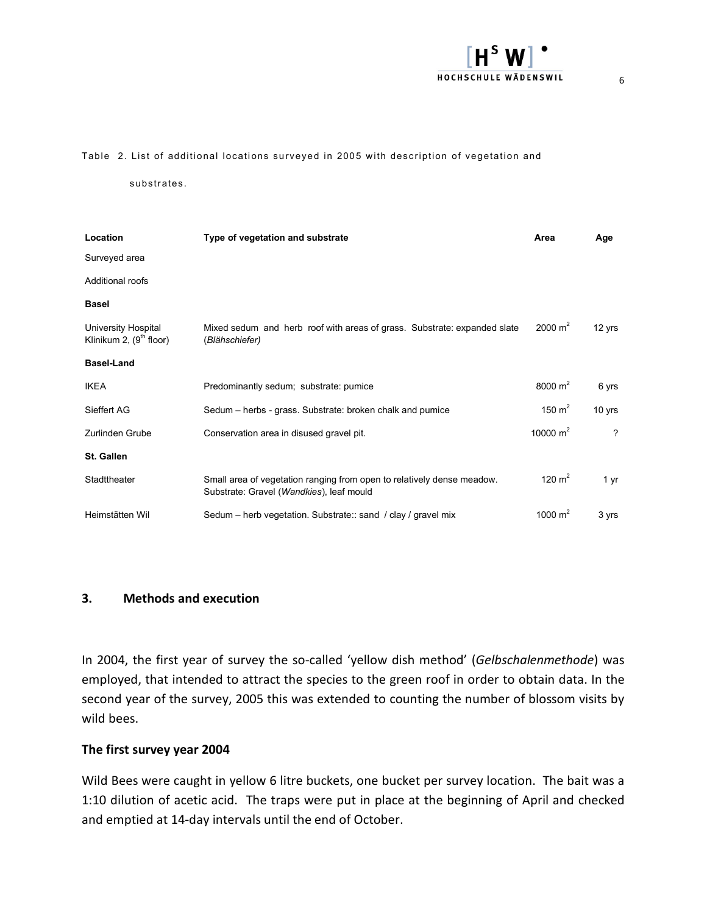Table 2. List of additional locations surveyed in 2005 with description of vegetation and substrates.

| Location | Type of vegetation and substrate | Area | Age |
|---|---|---|---|
| Surveyed area | | | |
| Additional roofs | | | |
| **Basel** | | | |
| University Hospital Klinikum 2, (9th floor) | Mixed sedum and herb roof with areas of grass. Substrate: expanded slate (*Blähschiefer)* | 2000 $m^2$ | 12 yrs |
| **Basel-Land** | | | |
| IKEA | Predominantly sedum; substrate: pumice | 8000 $m^2$ | 6 yrs |
| Sieffert AG | Sedum – herbs - grass. Substrate: broken chalk and pumice | 150 $m^2$ | 10 yrs |
| Zurlinden Grube | Conservation area in disused gravel pit. | 10000 $m^2$ | ? |
| **St. Gallen** | | | |
| Stadttheater | Small area of vegetation ranging from open to relatively dense meadow. Substrate: Gravel (*Wandkies*), leaf mould | 120 $m^2$ | 1 yr |
| Heimstätten Wil | Sedum – herb vegetation. Substrate:: sand / clay / gravel mix | 1000 $m^2$ | 3 yrs |

## 3. Methods and execution

In 2004, the first year of survey the so-called 'yellow dish method' (*Gelbschalenmethode*) was employed, that intended to attract the species to the green roof in order to obtain data. In the second year of the survey, 2005 this was extended to counting the number of blossom visits by wild bees.

### The first survey year 2004

Wild Bees were caught in yellow 6 litre buckets, one bucket per survey location. The bait was a 1:10 dilution of acetic acid. The traps were put in place at the beginning of April and checked and emptied at 14-day intervals until the end of October.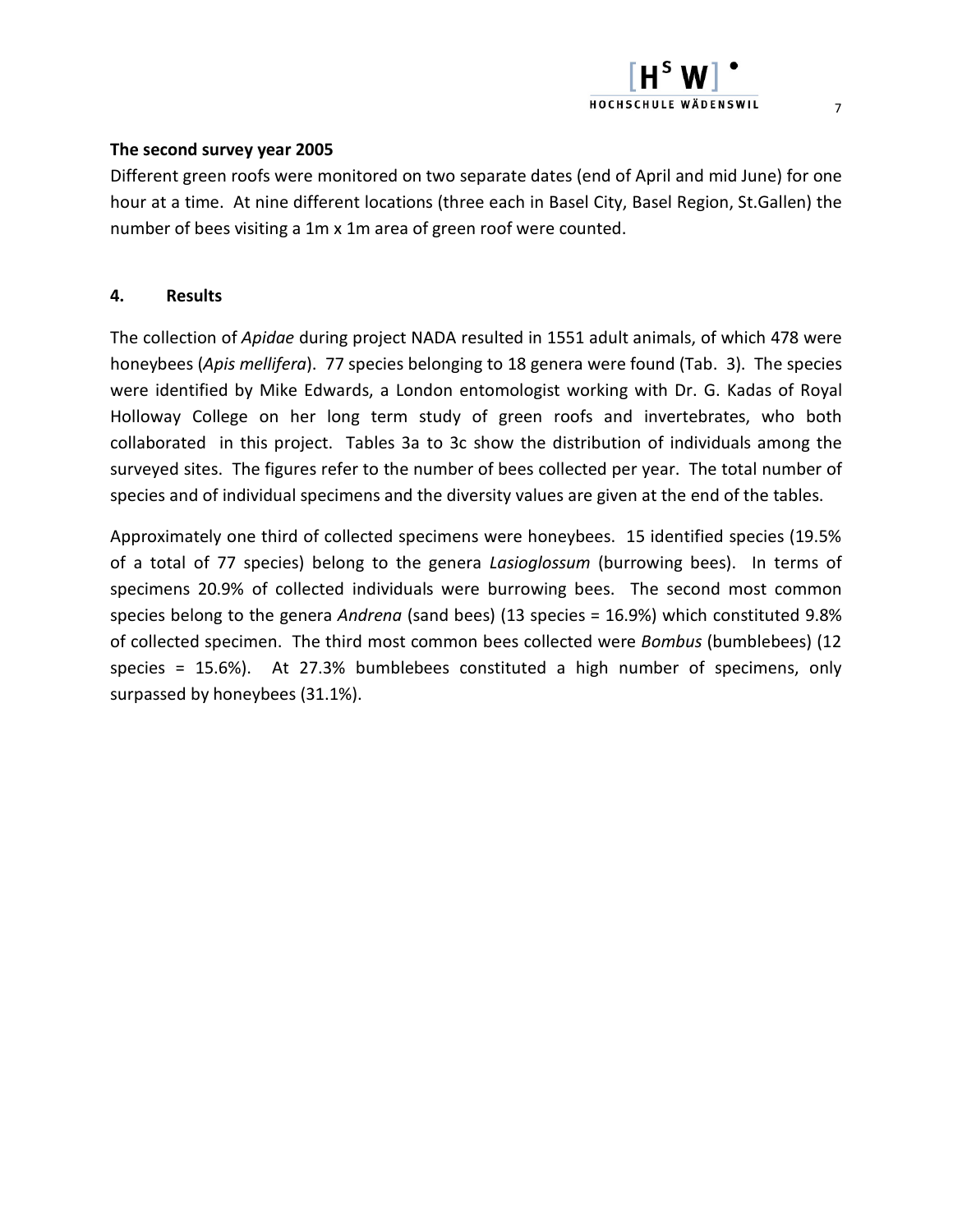**The second survey year 2005**

Different green roofs were monitored on two separate dates (end of April and mid June) for one hour at a time. At nine different locations (three each in Basel City, Basel Region, St.Gallen) the number of bees visiting a 1m x 1m area of green roof were counted.

## 4. Results

The collection of *Apidae* during project NADA resulted in 1551 adult animals, of which 478 were honeybees (*Apis mellifera*). 77 species belonging to 18 genera were found (Tab. 3). The species were identified by Mike Edwards, a London entomologist working with Dr. G. Kadas of Royal Holloway College on her long term study of green roofs and invertebrates, who both collaborated in this project. Tables 3a to 3c show the distribution of individuals among the surveyed sites. The figures refer to the number of bees collected per year. The total number of species and of individual specimens and the diversity values are given at the end of the tables.

Approximately one third of collected specimens were honeybees. 15 identified species (19.5% of a total of 77 species) belong to the genera *Lasioglossum* (burrowing bees). In terms of specimens 20.9% of collected individuals were burrowing bees. The second most common species belong to the genera *Andrena* (sand bees) (13 species = 16.9%) which constituted 9.8% of collected specimen. The third most common bees collected were *Bombus* (bumblebees) (12 species = 15.6%). At 27.3% bumblebees constituted a high number of specimens, only surpassed by honeybees (31.1%).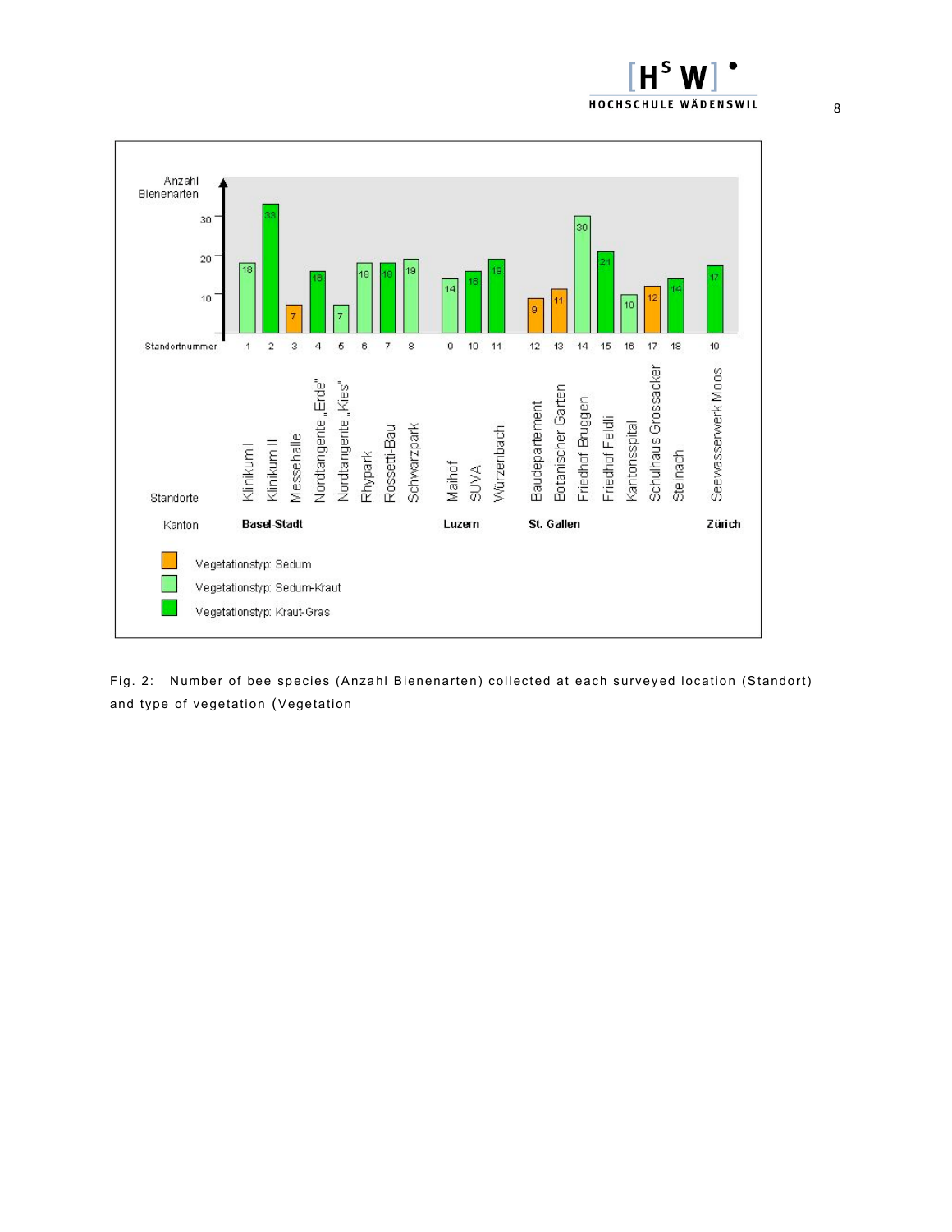| Standortnummer | Standorte | Kanton | Anzahl Bienenarten | Vegetationstyp |
|---|---|---|---|---|
| 1 | Klinikum I | Basel-Stadt | 18 | Sedum-Kraut |
| 2 | Klinikum II | Basel-Stadt | 33 | Kraut-Gras |
| 3 | Messehalle | Basel-Stadt | 7 | Sedum |
| 4 | Nordtangente „Erde" | Basel-Stadt | 16 | Kraut-Gras |
| 5 | Nordtangente „Kies" | Basel-Stadt | 7 | Sedum-Kraut |
| 6 | Rhypark | Basel-Stadt | 18 | Sedum-Kraut |
| 7 | Rossetti-Bau | Basel-Stadt | 18 | Kraut-Gras |
| 8 | Schwarzpark | Basel-Stadt | 19 | Sedum-Kraut |
| 9 | Maihof | Luzern | 14 | Sedum-Kraut |
| 10 | SUVA | Luzern | 16 | Kraut-Gras |
| 11 | Würzenbach | Luzern | 19 | Kraut-Gras |
| 12 | Baudepartement | St. Gallen | 9 | Sedum |
| 13 | Botanischer Garten | St. Gallen | 11 | Sedum |
| 14 | Friedhof Bruggen | St. Gallen | 30 | Sedum-Kraut |
| 15 | Friedhof Feldli | St. Gallen | 21 | Kraut-Gras |
| 16 | Kantonsspital | St. Gallen | 10 | Sedum-Kraut |
| 17 | Schulhaus Grossacker | St. Gallen | 12 | Sedum |
| 18 | Steinach | St. Gallen | 14 | Kraut-Gras |
| 19 | Seewasserwerk Moos | Zürich | 17 | Kraut-Gras |

Vegetationstyp: Sedum

Vegetationstyp: Sedum-Kraut

Vegetationstyp: Kraut-Gras

Fig. 2: Number of bee species (Anzahl Bienenarten) collected at each surveyed location (Standort) and type of vegetation (Vegetation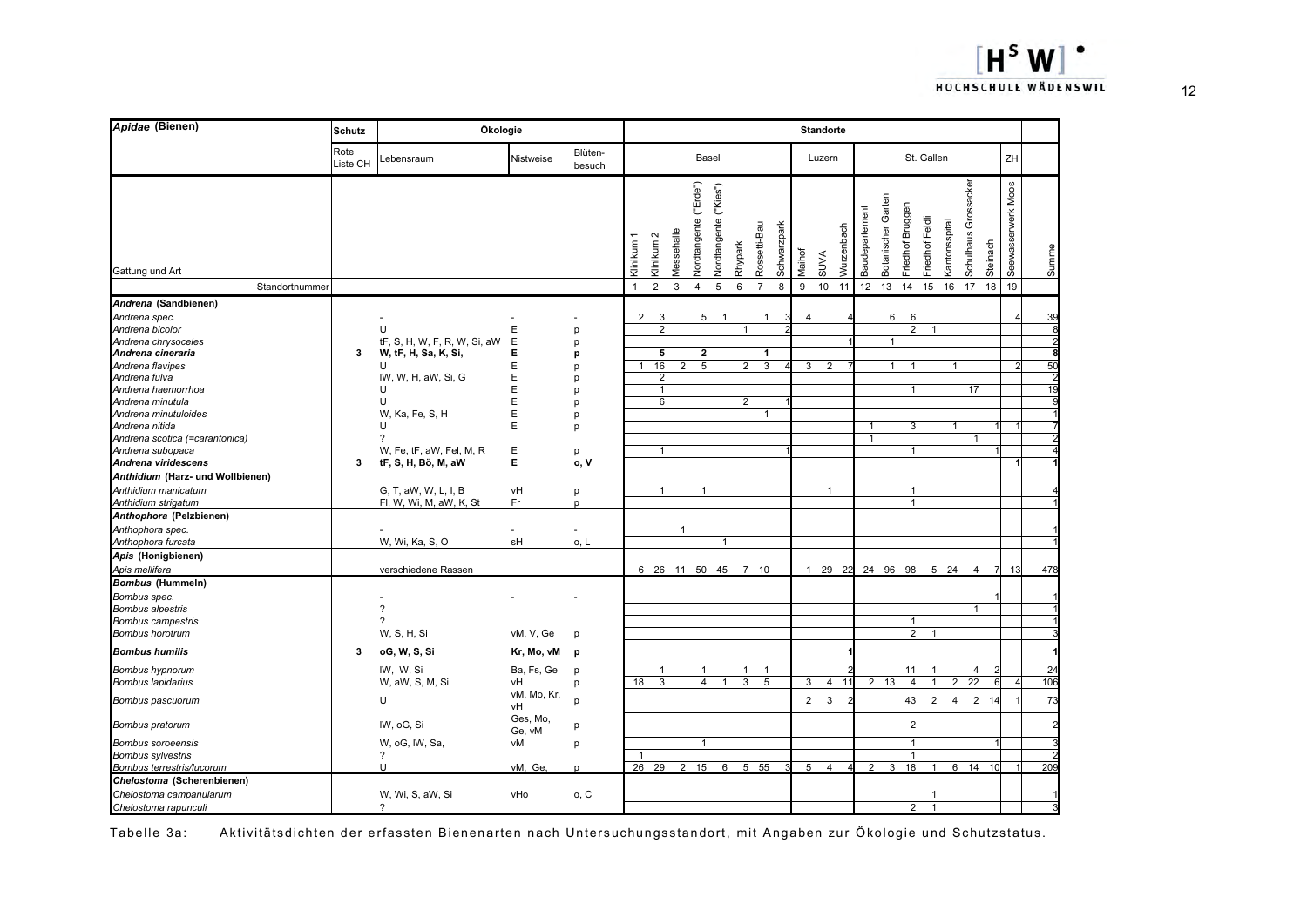| *Apidae* (Bienen) | Schutz | Ökologie | | | Standorte | | | | | | | | | | | | | | | | | | | |
|---|---|---|---|---|---|---|---|---|---|---|---|---|---|---|---|---|---|---|---|---|---|---|---|---|
| | Rote Liste CH | Lebensraum | Nistweise | Blüten-besuch | Basel | | | | | | | | Luzern | | | St. Gallen | | | | | | | ZH | |
| Gattung und Art | | | | | Klinikum 1 | Klinikum 2 | Messehalle | Nordtangente ("Erde") | Nordtangente ("Kies") | Rhypark | Rossetti-Bau | Schwarzpark | Maihof | SUVA | Wurzenbach | Baudepartement | Botanischer Garten | Friedhof Bruggen | Friedhof Feldli | Kantonsspital | Schulhaus Grossacker | Steinach | Seewasserwerk Moos | Summe |
| Standortnummer | | | | | 1 | 2 | 3 | 4 | 5 | 6 | 7 | 8 | 9 | 10 | 11 | 12 | 13 | 14 | 15 | 16 | 17 | 18 | 19 | |
| ***Andrena* (Sandbienen)** | | | | | | | | | | | | | | | | | | | | | | | | |
| *Andrena spec.* | | - | - | - | 2 | 3 | | 5 | 1 | | 1 | 3 | 4 | | 4 | | 6 | 6 | | | | | 4 | 39 |
| *Andrena bicolor* | | U | E | p | | 2 | | | | 1 | | 2 | | | | | | 2 | 1 | | | | | 8 |
| *Andrena chrysoceles* | | tF, S, H, W, F, R, W, Si, aW | E | p | | | | | | | | | | | 1 | | 1 | | | | | | | 2 |
| ***Andrena cineraria*** | **3** | **W, tF, H, Sa, K, Si,** | **E** | **p** | | **5** | | **2** | | | **1** | | | | | | | | | | | | | **8** |
| *Andrena flavipes* | | U | E | p | 1 | 16 | 2 | 5 | | 2 | 3 | 4 | 3 | 2 | 7 | | 1 | 1 | | 1 | | | 2 | 50 |
| *Andrena fulva* | | lW, W, H, aW, Si, G | E | p | | 2 | | | | | | | | | | | | | | | | | | 2 |
| *Andrena haemorrhoa* | | U | E | p | | 1 | | | | | | | | | | | | 1 | | | 17 | | | 19 |
| *Andrena minutula* | | U | E | p | | 6 | | | | 2 | | 1 | | | | | | | | | | | | 9 |
| *Andrena minutuloides* | | W, Ka, Fe, S, H | E | p | | | | | | | 1 | | | | | | | | | | | | | 1 |
| *Andrena nitida* | | U | E | p | | | | | | | | | | | | 1 | | 3 | | 1 | | 1 | 1 | 7 |
| *Andrena scotica (=carantonica)* | | ? | | | | | | | | | | | | | | 1 | | | | | 1 | | | 2 |
| *Andrena subopaca* | | W, Fe, tF, aW, Fel, M, R | E | p | | 1 | | | | | | 1 | | | | | | 1 | | | | 1 | | 4 |
| ***Andrena viridescens*** | **3** | **tF, S, H, Bö, M, aW** | **E** | **o, V** | | | | | | | | | | | | | | | | | | | **1** | **1** |
| ***Anthidium* (Harz- und Wollbienen)** | | | | | | | | | | | | | | | | | | | | | | | | |
| *Anthidium manicatum* | | G, T, aW, W, L, I, B | vH | p | | 1 | | 1 | | | | | | 1 | | | | 1 | | | | | | 4 |
| *Anthidium strigatum* | | Fl, W, Wi, M, aW, K, St | Fr | p | | | | | | | | | | | | | | 1 | | | | | | 1 |
| ***Anthophora* (Pelzbienen)** | | | | | | | | | | | | | | | | | | | | | | | | |
| *Anthophora spec.* | | - | - | - | | | 1 | | | | | | | | | | | | | | | | | 1 |
| *Anthophora furcata* | | W, Wi, Ka, S, O | sH | o, L | | | | | 1 | | | | | | | | | | | | | | | 1 |
| ***Apis* (Honigbienen)** | | | | | | | | | | | | | | | | | | | | | | | | |
| *Apis mellifera* | | verschiedene Rassen | | | 6 | 26 | 11 | 50 | 45 | 7 | 10 | | 1 | 29 | 22 | 24 | 96 | 98 | 5 | 24 | 4 | 7 | 13 | 478 |
| ***Bombus* (Hummeln)** | | | | | | | | | | | | | | | | | | | | | | | | |
| *Bombus spec.* | | - | - | - | | | | | | | | | | | | | | | | | | 1 | | 1 |
| *Bombus alpestris* | | ? | | | | | | | | | | | | | | | | | | | 1 | | | 1 |
| *Bombus campestris* | | ? | | | | | | | | | | | | | | | | 1 | | | | | | 1 |
| *Bombus horotrum* | | W, S, H, Si | vM, V, Ge | p | | | | | | | | | | | | | | 2 | 1 | | | | | 3 |
| ***Bombus humilis*** | **3** | **oG, W, S, Si** | **Kr, Mo, vM** | **p** | | | | | | | | | | | **1** | | | | | | | | | **1** |
| *Bombus hypnorum* | | lW, W, Si | Ba, Fs, Ge | p | | 1 | | 1 | | 1 | 1 | | | | 2 | | | 11 | 1 | | 4 | 2 | | 24 |
| *Bombus lapidarius* | | W, aW, S, M, Si | vH | p | 18 | 3 | | 4 | 1 | 3 | 5 | | 3 | 4 | 11 | 2 | 13 | 4 | 1 | 2 | 22 | 6 | 4 | 106 |
| *Bombus pascuorum* | | U | vM, Mo, Kr, vH | p | | | | | | | | | 2 | 3 | 2 | | | 43 | 2 | 4 | 2 | 14 | 1 | 73 |
| *Bombus pratorum* | | lW, oG, Si | Ges, Mo, Ge, vM | p | | | | | | | | | | | | | | 2 | | | | | | 2 |
| *Bombus soroeensis* | | W, oG, lW, Sa, | vM | p | | | | 1 | | | | | | | | | | 1 | | | | 1 | | 3 |
| *Bombus sylvestris* | | ? | | | 1 | | | | | | | | | | | | | 1 | | | | | | 2 |
| *Bombus terrestris/lucorum* | | U | vM, Ge, | p | 26 | 29 | 2 | 15 | 6 | 5 | 55 | 3 | 5 | 4 | 4 | 2 | 3 | 18 | 1 | 6 | 14 | 10 | 1 | 209 |
| ***Chelostoma* (Scherenbienen)** | | | | | | | | | | | | | | | | | | | | | | | | |
| *Chelostoma campanularum* | | W, Wi, S, aW, Si | vHo | o, C | | | | | | | | | | | | | | | 1 | | | | | 1 |
| *Chelostoma rapunculi* | | ? | | | | | | | | | | | | | | | | 2 | 1 | | | | | 3 |

Tabelle 3a: Aktivitätsdichten der erfassten Bienenarten nach Untersuchungsstandort, mit Angaben zur Ökologie und Schutzstatus.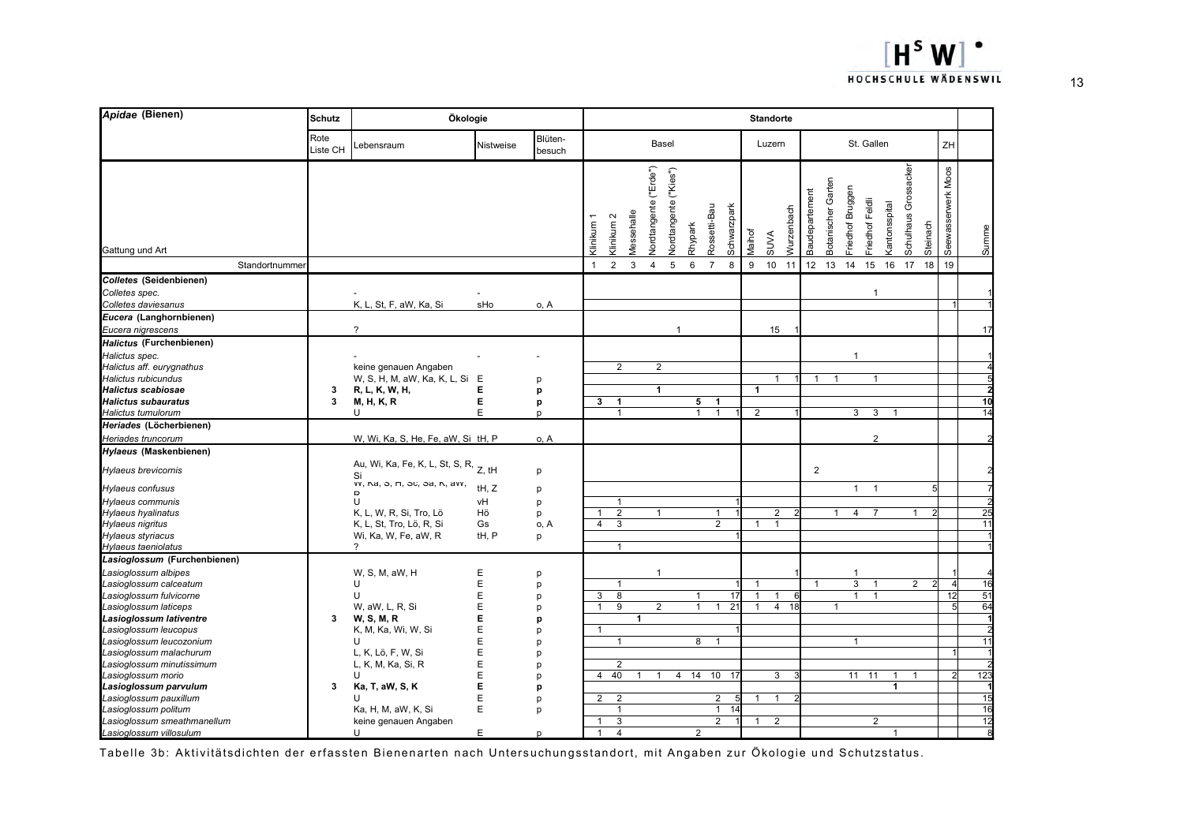| *Apidae* (Bienen) | Schutz | Ökologie | | | Standorte | | | | | | | | | | | | | | | | | | | |
|---|---|---|---|---|---|---|---|---|---|---|---|---|---|---|---|---|---|---|---|---|---|---|---|---|
| | Rote Liste CH | Lebensraum | Nistweise | Blüten-besuch | Basel | | | | | | | | Luzern | | | St. Gallen | | | | | | | ZH | |
| Gattung und Art | | | | | Klinikum 1 | Klinikum 2 | Messehalle | Nordtangente ("Erde") | Nordtangente ("Kies") | Rhypark | Rossetti-Bau | Schwarzpark | Maihof | SUVA | Wurzenbach | Baudepartement | Botanischer Garten | Friedhof Bruggen | Friedhof Feldli | Kantonsspital | Schulhaus Grossacker | Steinach | Seewasserwerk Moos | Summe |
| Standortnummer | | | | | 1 | 2 | 3 | 4 | 5 | 6 | 7 | 8 | 9 | 10 | 11 | 12 | 13 | 14 | 15 | 16 | 17 | 18 | 19 | |
| ***Colletes* (Seidenbienen)** | | | | | | | | | | | | | | | | | | | | | | | | |
| *Colletes spec.* | | - | - | | | | | | | | | | | | | | | | 1 | | | | | 1 |
| *Colletes daviesanus* | | K, L, St, F, aW, Ka, Si | sHo | o, A | | | | | | | | | | | | | | | | | | | 1 | 1 |
| ***Eucera* (Langhornbienen)** | | | | | | | | | | | | | | | | | | | | | | | | |
| *Eucera nigrescens* | | ? | | | | | | | 1 | | | | | 15 | 1 | | | | | | | | | 17 |
| ***Halictus* (Furchenbienen)** | | | | | | | | | | | | | | | | | | | | | | | | |
| *Halictus spec.* | | - | - | - | | | | | | | | | | | | | | 1 | | | | | | 1 |
| *Halictus aff. eurygnathus* | | keine genauen Angaben | | | | 2 | | 2 | | | | | | | | | | | | | | | | 4 |
| *Halictus rubicundus* | | W, S, H, M, aW, Ka, K, L, Si | E | p | | | | | | | | | | 1 | 1 | 1 | 1 | | 1 | | | | | 5 |
| ***Halictus scabiosae*** | **3** | **R, L, K, W, H,** | **E** | **p** | | | | **1** | | | | | **1** | | | | | | | | | | | **2** |
| ***Halictus subauratus*** | **3** | **M, H, K, R** | **E** | **p** | **3** | **1** | | | | **5** | **1** | | | | | | | | | | | | | **10** |
| *Halictus tumulorum* | | U | E | p | | 1 | | | | 1 | 1 | 1 | 2 | | 1 | | | 3 | 3 | 1 | | | | 14 |
| ***Heriades* (Löcherbienen)** | | | | | | | | | | | | | | | | | | | | | | | | |
| *Heriades truncorum* | | W, Wi, Ka, S, He, Fe, aW, Si | tH, P | o, A | | | | | | | | | | | | | | | 2 | | | | | 2 |
| ***Hylaeus* (Maskenbienen)** | | | | | | | | | | | | | | | | | | | | | | | | |
| *Hylaeus brevicornis* | | Au, Wi, Ka, Fe, K, L, St, S, R, Si | Z, tH | p | | | | | | | | | | | | 2 | | | | | | | | 2 |
| *Hylaeus confusus* | | W, Ka, S, H, Sc, Sa, R, aW, R | tH, Z | p | | | | | | | | | | | | | | 1 | 1 | | | 5 | | 7 |
| *Hylaeus communis* | | U | vH | p | | 1 | | | | | | 1 | | | | | | | | | | | | 2 |
| *Hylaeus hyalinatus* | | K, L, W, R, Si, Tro, Lö | Hö | p | 1 | 2 | | 1 | | | 1 | 1 | | 2 | 2 | | 1 | 4 | 7 | | 1 | 2 | | 25 |
| *Hylaeus nigritus* | | K, L, St, Tro, Lö, R, Si | Gs | o, A | 4 | 3 | | | | | 2 | | 1 | 1 | | | | | | | | | | 11 |
| *Hylaeus styriacus* | | Wi, Ka, W, Fe, aW, R | tH, P | p | | | | | | | | 1 | | | | | | | | | | | | 1 |
| *Hylaeus taeniolatus* | | ? | | | | 1 | | | | | | | | | | | | | | | | | | 1 |
| ***Lasioglossum* (Furchenbienen)** | | | | | | | | | | | | | | | | | | | | | | | | |
| *Lasioglossum albipes* | | W, S, M, aW, H | E | p | | | | 1 | | | | | | | 1 | | | 1 | | | | | 1 | 4 |
| *Lasioglossum calceatum* | | U | E | p | | 1 | | | | | | 1 | 1 | | | 1 | | 3 | 1 | | 2 | 2 | 4 | 16 |
| *Lasioglossum fulvicorne* | | U | E | p | 3 | 8 | | | | 1 | | 17 | 1 | 1 | 6 | | | 1 | 1 | | | | 12 | 51 |
| *Lasioglossum laticeps* | | W, aW, L, R, Si | E | p | 1 | 9 | | 2 | | 1 | 1 | 21 | 1 | 4 | 18 | | 1 | | | | | | 5 | 64 |
| ***Lasioglossum lativentre*** | **3** | **W, S, M, R** | **E** | **p** | | | **1** | | | | | | | | | | | | | | | | | **1** |
| *Lasioglossum leucopus* | | K, M, Ka, Wi, W, Si | E | p | 1 | | | | | | | 1 | | | | | | | | | | | | 2 |
| *Lasioglossum leucozonium* | | U | E | p | | 1 | | | | 8 | 1 | | | | | | | 1 | | | | | | 11 |
| *Lasioglossum malachurum* | | L, K, Lö, F, W, Si | E | p | | | | | | | | | | | | | | | | | | | 1 | 1 |
| *Lasioglossum minutissimum* | | L, K, M, Ka, Si, R | E | p | | 2 | | | | | | | | | | | | | | | | | | 2 |
| *Lasioglossum morio* | | U | E | p | 4 | 40 | 1 | 1 | 4 | 14 | 10 | 17 | | 3 | 3 | | | 11 | 11 | 1 | 1 | | 2 | 123 |
| ***Lasioglossum parvulum*** | **3** | **Ka, T, aW, S, K** | **E** | **p** | | | | | | | | | | | | | | | | **1** | | | | **1** |
| *Lasioglossum pauxillum* | | U | E | p | 2 | 2 | | | | | 2 | 5 | 1 | 1 | 2 | | | | | | | | | 15 |
| *Lasioglossum politum* | | Ka, H, M, aW, K, Si | E | p | | 1 | | | | | 1 | 14 | | | | | | | | | | | | 16 |
| *Lasioglossum smeathmanellum* | | keine genauen Angaben | | | 1 | 3 | | | | | 2 | 1 | 1 | 2 | | | | | 2 | | | | | 12 |
| *Lasioglossum villosulum* | | U | E | p | 1 | 4 | | | | 2 | | | | | | | | | | 1 | | | | 8 |

Tabelle 3b: Aktivitätsdichten der erfassten Bienenarten nach Untersuchungsstandort, mit Angaben zur Ökologie und Schutzstatus.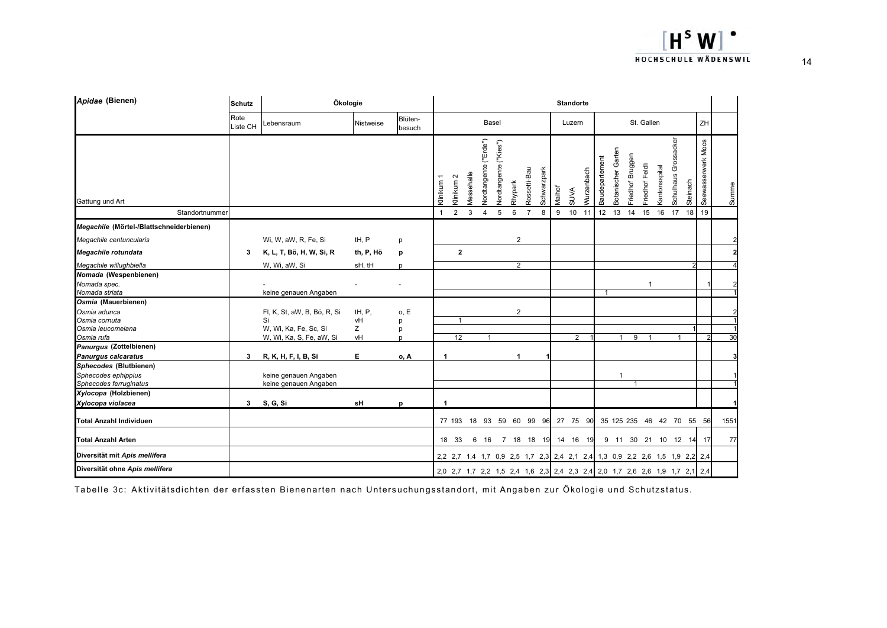| *Apidae* (Bienen) | Schutz | Ökologie | | | Standorte | | | | | | | | | | | | | | | | | | | |
|---|---|---|---|---|---|---|---|---|---|---|---|---|---|---|---|---|---|---|---|---|---|---|---|---|
| | Rote Liste CH | Lebensraum | Nistweise | Blütenbesuch | Basel | | | | | | | | Luzern | | | St. Gallen | | | | | | | ZH | |
| Gattung und Art | | | | | Klinikum 1 | Klinikum 2 | Messehalle | Nordtangente ("Erde") | Nordtangente ("Kies") | Rhypark | Rossetti-Bau | Schwarzpark | Maihof | SUVA | Wurzenbach | Baudepartement | Botanischer Garten | Friedhof Bruggen | Friedhof Feldli | Kantonsspital | Schulhaus Grossacker | Steinach | Seewasserwerk Moos | Summe |
| Standortnummer | | | | | 1 | 2 | 3 | 4 | 5 | 6 | 7 | 8 | 9 | 10 | 11 | 12 | 13 | 14 | 15 | 16 | 17 | 18 | 19 | |
| ***Megachile* (Mörtel-/Blattschneiderbienen)** | | | | | | | | | | | | | | | | | | | | | | | | |
| *Megachile centuncularis* | | Wi, W, aW, R, Fe, Si | tH, P | p | | | | | | 2 | | | | | | | | | | | | | | 2 |
| ***Megachile rotundata*** | **3** | **K, L, T, Bö, H, W, Si, R** | **th, P, Hö** | **p** | | **2** | | | | | | | | | | | | | | | | | | **2** |
| *Megachile willughbiella* | | W, Wi, aW, Si | sH, tH | p | | | | | | 2 | | | | | | | | | | | | 2 | | 4 |
| ***Nomada* (Wespenbienen)** | | | | | | | | | | | | | | | | | | | | | | | | |
| *Nomada spec.* | | - | - | - | | | | | | | | | | | | | | | 1 | | | | 1 | 2 |
| *Nomada striata* | | keine genauen Angaben | | | | | | | | | | | | | | 1 | | | | | | | | 1 |
| ***Osmia* (Mauerbienen)** | | | | | | | | | | | | | | | | | | | | | | | | |
| *Osmia adunca* | | Fl, K, St, aW, B, Bö, R, Si | tH, P, | o, E | | | | | | 2 | | | | | | | | | | | | | | 2 |
| *Osmia cornuta* | | Si | vH | p | | 1 | | | | | | | | | | | | | | | | | | 1 |
| *Osmia leucomelana* | | W, Wi, Ka, Fe, Sc, Si | Z | p | | | | | | | | | | | | | | | | | | 1 | | 1 |
| *Osmia rufa* | | W, Wi, Ka, S, Fe, aW, Si | vH | p | | 12 | | 1 | | | | | | 2 | 1 | | 1 | 9 | 1 | | 1 | | 2 | 30 |
| ***Panurgus* (Zottelbienen)** | | | | | | | | | | | | | | | | | | | | | | | | |
| ***Panurgus calcaratus*** | **3** | **R, K, H, F, I, B, Si** | **E** | **o, A** | **1** | | | | | **1** | | **1** | | | | | | | | | | | | **3** |
| ***Sphecodes* (Blutbienen)** | | | | | | | | | | | | | | | | | | | | | | | | |
| *Sphecodes ephippius* | | keine genauen Angaben | | | | | | | | | | | | | | | 1 | | | | | | | 1 |
| *Sphecodes ferruginatus* | | keine genauen Angaben | | | | | | | | | | | | | | | | 1 | | | | | | 1 |
| ***Xylocopa* (Holzbienen)** | | | | | | | | | | | | | | | | | | | | | | | | |
| ***Xylocopa violacea*** | **3** | **S, G, Si** | **sH** | **p** | **1** | | | | | | | | | | | | | | | | | | | **1** |
| **Total Anzahl Individuen** | | | | | 77 | 193 | 18 | 93 | 59 | 60 | 99 | 96 | 27 | 75 | 90 | 35 | 125 | 235 | 46 | 42 | 70 | 55 | 56 | 1551 |
| **Total Anzahl Arten** | | | | | 18 | 33 | 6 | 16 | 7 | 18 | 18 | 19 | 14 | 16 | 19 | 9 | 11 | 30 | 21 | 10 | 12 | 14 | 17 | 77 |
| **Diversität mit *Apis mellifera*** | | | | | 2,2 | 2,7 | 1,4 | 1,7 | 0,9 | 2,5 | 1,7 | 2,3 | 2,4 | 2,1 | 2,4 | 1,3 | 0,9 | 2,2 | 2,6 | 1,5 | 1,9 | 2,2 | 2,4 | |
| **Diversität ohne *Apis mellifera*** | | | | | 2,0 | 2,7 | 1,7 | 2,2 | 1,5 | 2,4 | 1,6 | 2,3 | 2,4 | 2,3 | 2,4 | 2,0 | 1,7 | 2,6 | 2,6 | 1,9 | 1,7 | 2,1 | 2,4 | |

Tabelle 3c: Aktivitätsdichten der erfassten Bienenarten nach Untersuchungsstandort, mit Angaben zur Ökologie und Schutzstatus.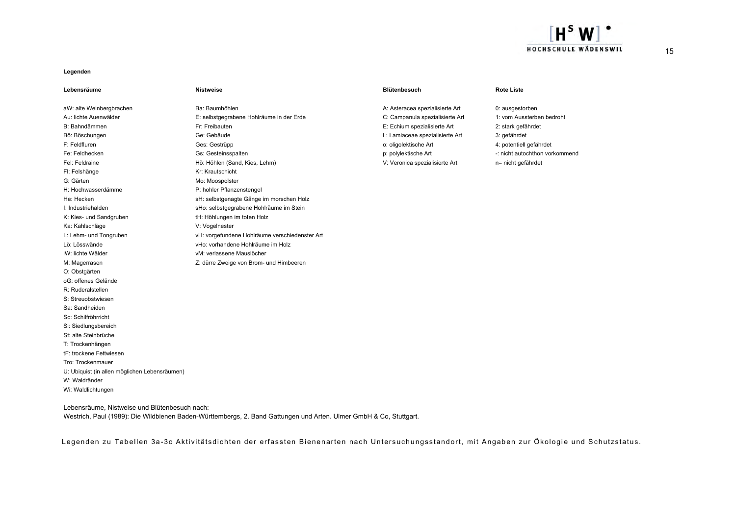**Legenden**

**Lebensräume**

aW: alte Weinbergbrachen
Au: lichte Auenwälder
B: Bahndämmen
Bö: Böschungen
F: Feldfluren
Fe: Feldhecken
Fel: Feldraine
Fl: Felshänge
G: Gärten
H: Hochwasserdämme
He: Hecken
I: Industriehalden
K: Kies- und Sandgruben
Ka: Kahlschläge
L: Lehm- und Tongruben
Lö: Lösswände
lW: lichte Wälder
M: Magerrasen
O: Obstgärten
oG: offenes Gelände
R: Ruderalstellen
S: Streuobstwiesen
Sa: Sandheiden
Sc: Schilfröhrricht
Si: Siedlungsbereich
St: alte Steinbrüche
T: Trockenhängen
tF: trockene Fettwiesen
Tro: Trockenmauer
U: Ubiquist (in allen möglichen Lebensräumen)
W: Waldränder
Wi: Waldlichtungen

**Nistweise**

Ba: Baumhöhlen
E: selbstgegrabene Hohlräume in der Erde
Fr: Freibauten
Ge: Gebäude
Ges: Gestrüpp
Gs: Gesteinsspalten
Hö: Höhlen (Sand, Kies, Lehm)
Kr: Krautschicht
Mo: Moospolster
P: hohler Pflanzenstengel
sH: selbstgenagte Gänge im morschen Holz
sHo: selbstgegrabene Hohlräume im Stein
tH: Höhlungen im toten Holz
V: Vogelnester
vH: vorgefundene Hohlräume verschiedenster Art
vHo: vorhandene Hohlräume im Holz
vM: verlassene Mauslöcher
Z: dürre Zweige von Brom- und Himbeeren

**Blütenbesuch**

A: Asteracea spezialisierte Art
C: Campanula spezialisierte Art
E: Echium spezialisierte Art
L: Lamiaceae spezialisierte Art
o: oligolektische Art
p: polylektische Art
V: Veronica spezialisierte Art

**Rote Liste**

0: ausgestorben
1: vom Aussterben bedroht
2: stark gefährdet
3: gefährdet
4: potentiell gefährdet
-: nicht autochthon vorkommend
n= nicht gefährdet

Lebensräume, Nistweise und Blütenbesuch nach:
Westrich, Paul (1989): Die Wildbienen Baden-Württembergs, 2. Band Gattungen und Arten. Ulmer GmbH & Co, Stuttgart.

Legenden zu Tabellen 3a-3c Aktivitätsdichten der erfassten Bienenarten nach Untersuchungsstandort, mit Angaben zur Ökologie und Schutzstatus.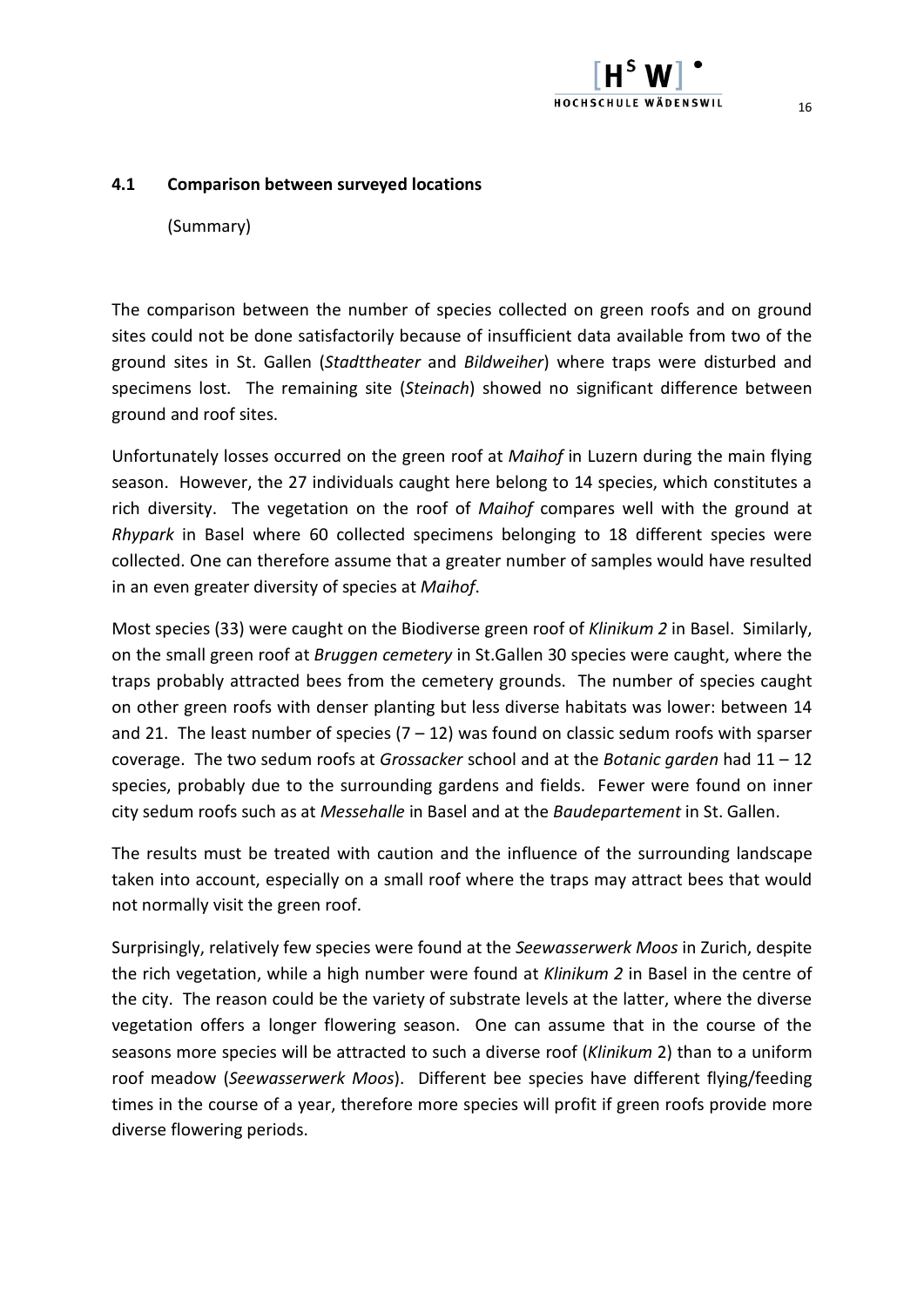### 4.1 Comparison between surveyed locations

(Summary)

The comparison between the number of species collected on green roofs and on ground sites could not be done satisfactorily because of insufficient data available from two of the ground sites in St. Gallen (*Stadttheater* and *Bildweiher*) where traps were disturbed and specimens lost. The remaining site (*Steinach*) showed no significant difference between ground and roof sites.

Unfortunately losses occurred on the green roof at *Maihof* in Luzern during the main flying season. However, the 27 individuals caught here belong to 14 species, which constitutes a rich diversity. The vegetation on the roof of *Maihof* compares well with the ground at *Rhypark* in Basel where 60 collected specimens belonging to 18 different species were collected. One can therefore assume that a greater number of samples would have resulted in an even greater diversity of species at *Maihof*.

Most species (33) were caught on the Biodiverse green roof of *Klinikum 2* in Basel. Similarly, on the small green roof at *Bruggen cemetery* in St.Gallen 30 species were caught, where the traps probably attracted bees from the cemetery grounds. The number of species caught on other green roofs with denser planting but less diverse habitats was lower: between 14 and 21. The least number of species (7 – 12) was found on classic sedum roofs with sparser coverage. The two sedum roofs at *Grossacker* school and at the *Botanic garden* had 11 – 12 species, probably due to the surrounding gardens and fields. Fewer were found on inner city sedum roofs such as at *Messehalle* in Basel and at the *Baudepartement* in St. Gallen.

The results must be treated with caution and the influence of the surrounding landscape taken into account, especially on a small roof where the traps may attract bees that would not normally visit the green roof.

Surprisingly, relatively few species were found at the *Seewasserwerk Moos* in Zurich, despite the rich vegetation, while a high number were found at *Klinikum 2* in Basel in the centre of the city. The reason could be the variety of substrate levels at the latter, where the diverse vegetation offers a longer flowering season. One can assume that in the course of the seasons more species will be attracted to such a diverse roof (*Klinikum* 2) than to a uniform roof meadow (*Seewasserwerk Moos*). Different bee species have different flying/feeding times in the course of a year, therefore more species will profit if green roofs provide more diverse flowering periods.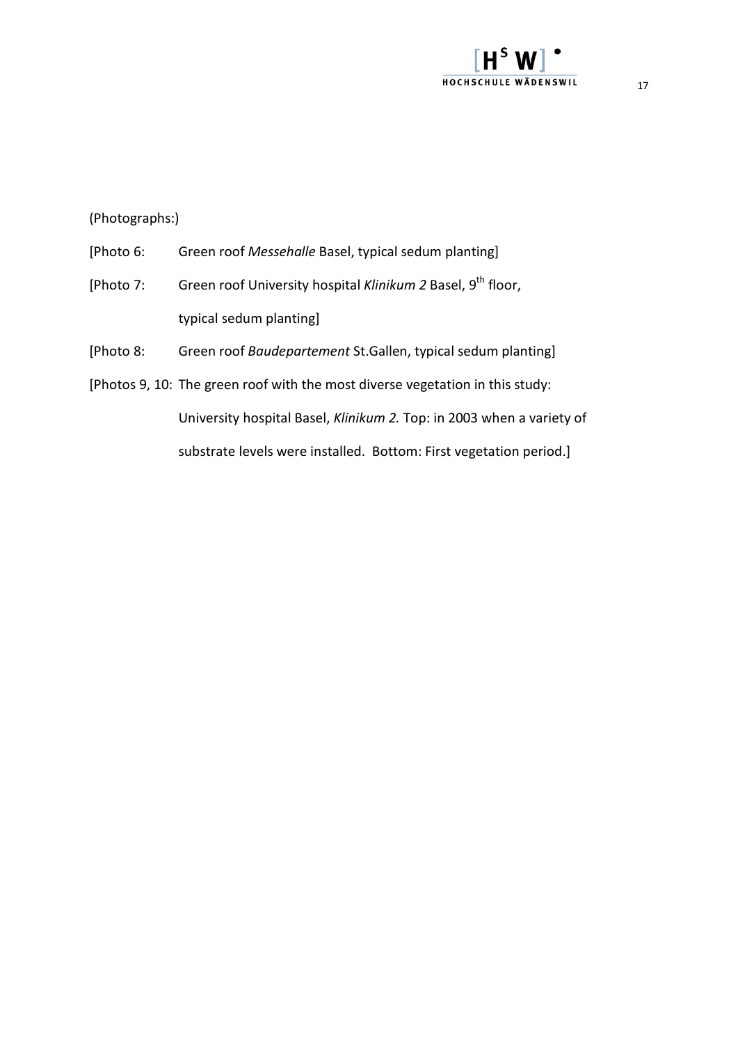(Photographs:)

[Photo 6: Green roof *Messehalle* Basel, typical sedum planting]

[Photo 7: Green roof University hospital *Klinikum 2* Basel, 9$^{th}$ floor, typical sedum planting]

[Photo 8: Green roof *Baudepartement* St.Gallen, typical sedum planting]

[Photos 9, 10: The green roof with the most diverse vegetation in this study: University hospital Basel, *Klinikum 2.* Top: in 2003 when a variety of substrate levels were installed. Bottom: First vegetation period.]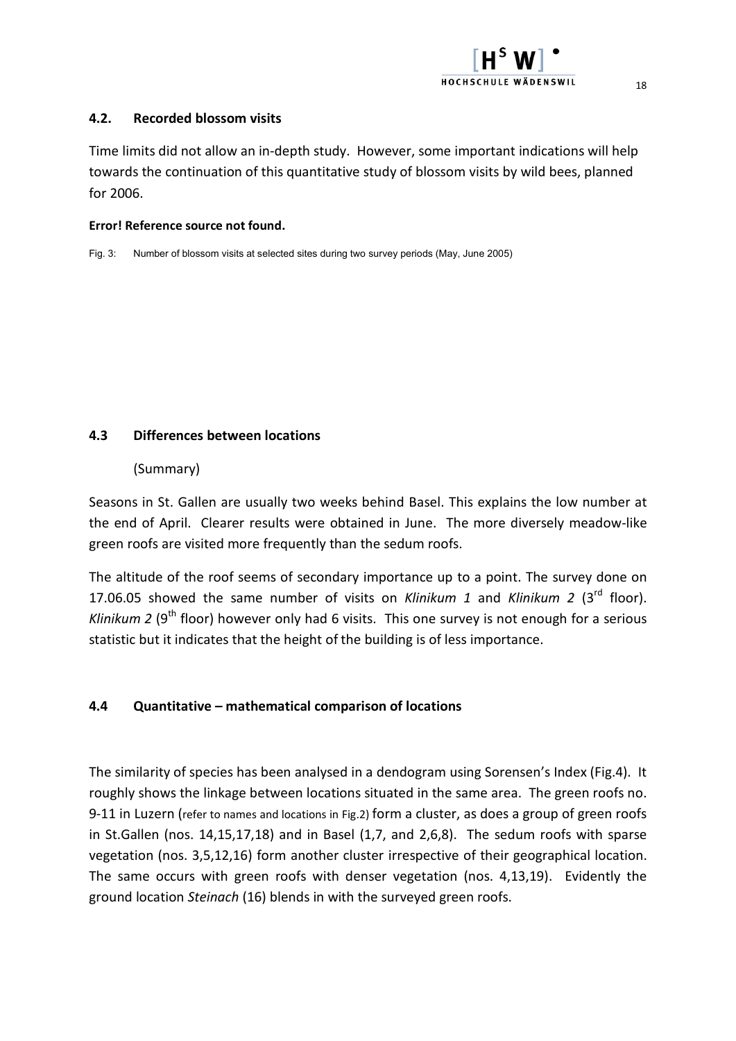## 4.2. Recorded blossom visits

Time limits did not allow an in-depth study. However, some important indications will help towards the continuation of this quantitative study of blossom visits by wild bees, planned for 2006.

**Error! Reference source not found.**

Fig. 3: Number of blossom visits at selected sites during two survey periods (May, June 2005)

## 4.3 Differences between locations

(Summary)

Seasons in St. Gallen are usually two weeks behind Basel. This explains the low number at the end of April. Clearer results were obtained in June. The more diversely meadow-like green roofs are visited more frequently than the sedum roofs.

The altitude of the roof seems of secondary importance up to a point. The survey done on 17.06.05 showed the same number of visits on *Klinikum 1* and *Klinikum 2* (3rd floor). *Klinikum 2* (9th floor) however only had 6 visits. This one survey is not enough for a serious statistic but it indicates that the height of the building is of less importance.

## 4.4 Quantitative – mathematical comparison of locations

The similarity of species has been analysed in a dendogram using Sorensen's Index (Fig.4). It roughly shows the linkage between locations situated in the same area. The green roofs no. 9-11 in Luzern (refer to names and locations in Fig.2) form a cluster, as does a group of green roofs in St.Gallen (nos. 14,15,17,18) and in Basel (1,7, and 2,6,8). The sedum roofs with sparse vegetation (nos. 3,5,12,16) form another cluster irrespective of their geographical location. The same occurs with green roofs with denser vegetation (nos. 4,13,19). Evidently the ground location *Steinach* (16) blends in with the surveyed green roofs.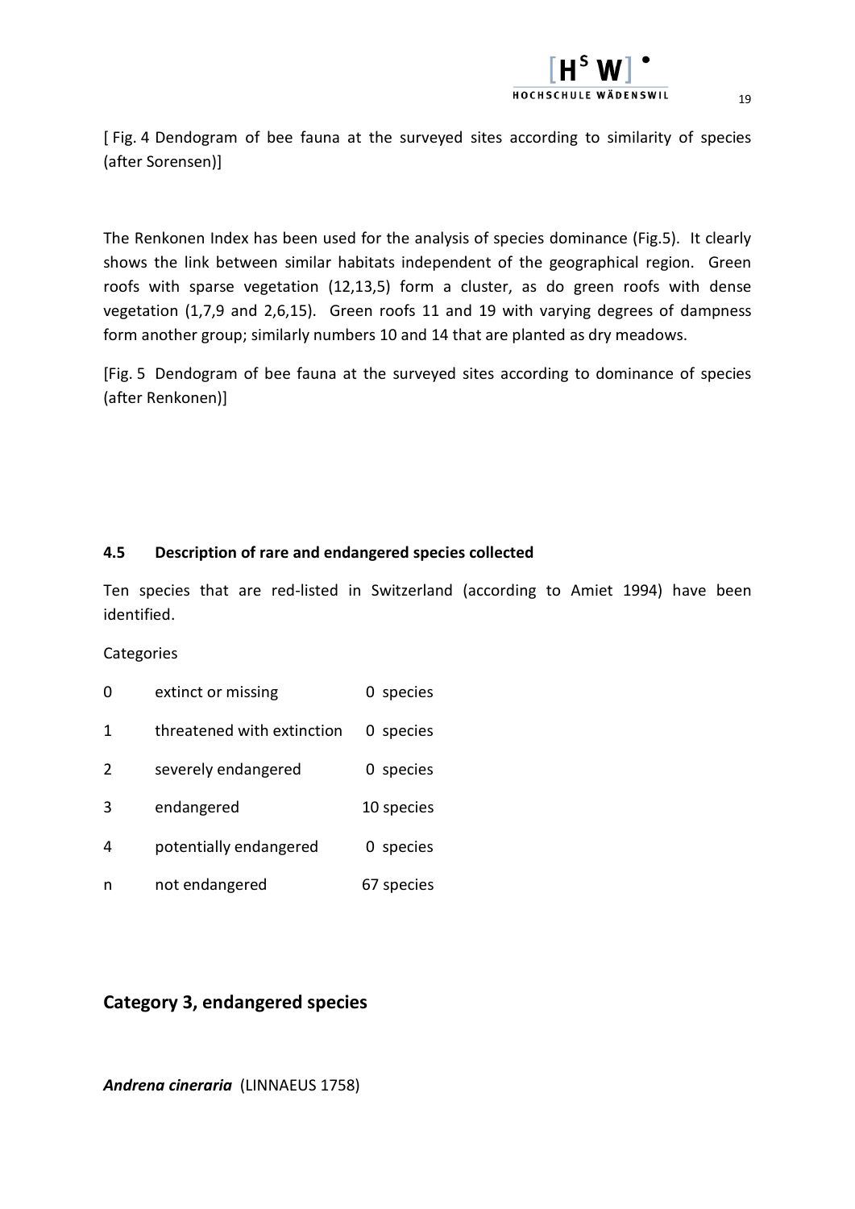[ Fig. 4 Dendogram of bee fauna at the surveyed sites according to similarity of species (after Sorensen)]

The Renkonen Index has been used for the analysis of species dominance (Fig.5). It clearly shows the link between similar habitats independent of the geographical region. Green roofs with sparse vegetation (12,13,5) form a cluster, as do green roofs with dense vegetation (1,7,9 and 2,6,15). Green roofs 11 and 19 with varying degrees of dampness form another group; similarly numbers 10 and 14 that are planted as dry meadows.

[Fig. 5 Dendogram of bee fauna at the surveyed sites according to dominance of species (after Renkonen)]

#### 4.5 Description of rare and endangered species collected

Ten species that are red-listed in Switzerland (according to Amiet 1994) have been identified.

Categories

| | | |
|---|---|---|
| 0 | extinct or missing | 0 species |
| 1 | threatened with extinction | 0 species |
| 2 | severely endangered | 0 species |
| 3 | endangered | 10 species |
| 4 | potentially endangered | 0 species |
| n | not endangered | 67 species |

## Category 3, endangered species

***Andrena cineraria*** (LINNAEUS 1758)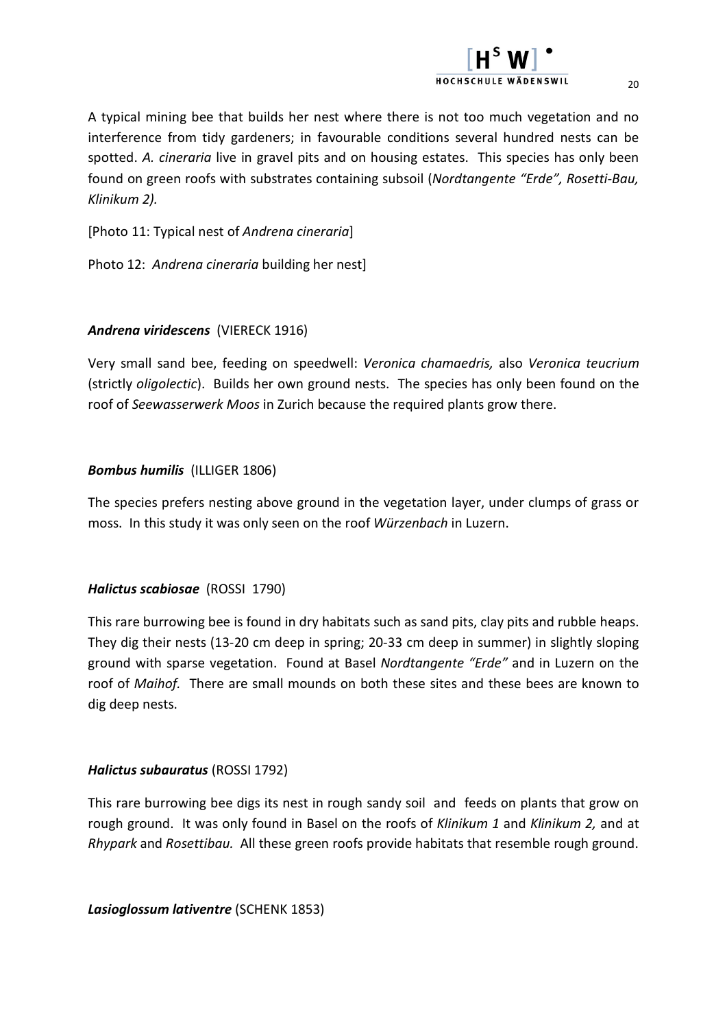A typical mining bee that builds her nest where there is not too much vegetation and no interference from tidy gardeners; in favourable conditions several hundred nests can be spotted. *A. cineraria* live in gravel pits and on housing estates. This species has only been found on green roofs with substrates containing subsoil (*Nordtangente "Erde", Rosetti-Bau, Klinikum 2).*

[Photo 11: Typical nest of *Andrena cineraria*]

Photo 12: *Andrena cineraria* building her nest]

***Andrena viridescens*** (VIERECK 1916)

Very small sand bee, feeding on speedwell: *Veronica chamaedris,* also *Veronica teucrium* (strictly *oligolectic*). Builds her own ground nests. The species has only been found on the roof of *Seewasserwerk Moos* in Zurich because the required plants grow there.

***Bombus humilis*** (ILLIGER 1806)

The species prefers nesting above ground in the vegetation layer, under clumps of grass or moss. In this study it was only seen on the roof *Würzenbach* in Luzern.

***Halictus scabiosae*** (ROSSI 1790)

This rare burrowing bee is found in dry habitats such as sand pits, clay pits and rubble heaps. They dig their nests (13-20 cm deep in spring; 20-33 cm deep in summer) in slightly sloping ground with sparse vegetation. Found at Basel *Nordtangente "Erde"* and in Luzern on the roof of *Maihof.* There are small mounds on both these sites and these bees are known to dig deep nests.

***Halictus subauratus*** (ROSSI 1792)

This rare burrowing bee digs its nest in rough sandy soil and feeds on plants that grow on rough ground. It was only found in Basel on the roofs of *Klinikum 1* and *Klinikum 2,* and at *Rhypark* and *Rosettibau.* All these green roofs provide habitats that resemble rough ground.

***Lasioglossum lativentre*** (SCHENK 1853)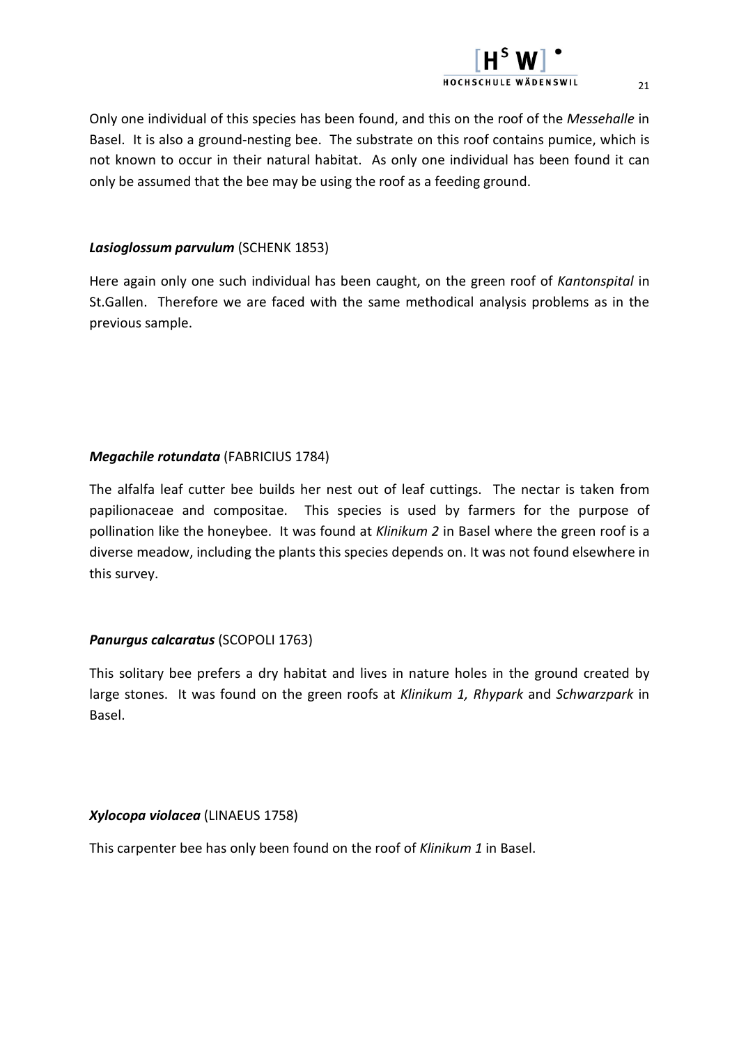Only one individual of this species has been found, and this on the roof of the *Messehalle* in Basel. It is also a ground-nesting bee. The substrate on this roof contains pumice, which is not known to occur in their natural habitat. As only one individual has been found it can only be assumed that the bee may be using the roof as a feeding ground.

***Lasioglossum parvulum*** (SCHENK 1853)

Here again only one such individual has been caught, on the green roof of *Kantonspital* in St.Gallen. Therefore we are faced with the same methodical analysis problems as in the previous sample.

***Megachile rotundata*** (FABRICIUS 1784)

The alfalfa leaf cutter bee builds her nest out of leaf cuttings. The nectar is taken from papilionaceae and compositae. This species is used by farmers for the purpose of pollination like the honeybee. It was found at *Klinikum 2* in Basel where the green roof is a diverse meadow, including the plants this species depends on. It was not found elsewhere in this survey.

***Panurgus calcaratus*** (SCOPOLI 1763)

This solitary bee prefers a dry habitat and lives in nature holes in the ground created by large stones. It was found on the green roofs at *Klinikum 1, Rhypark* and *Schwarzpark* in Basel.

***Xylocopa violacea*** (LINAEUS 1758)

This carpenter bee has only been found on the roof of *Klinikum 1* in Basel.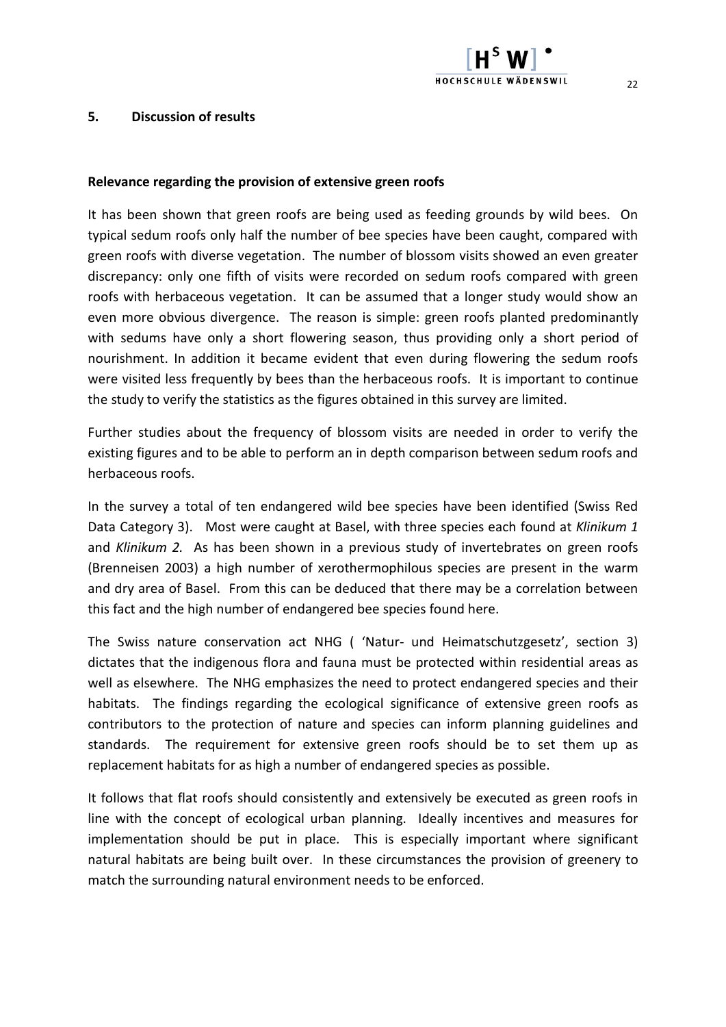## 5. Discussion of results

### Relevance regarding the provision of extensive green roofs

It has been shown that green roofs are being used as feeding grounds by wild bees. On typical sedum roofs only half the number of bee species have been caught, compared with green roofs with diverse vegetation. The number of blossom visits showed an even greater discrepancy: only one fifth of visits were recorded on sedum roofs compared with green roofs with herbaceous vegetation. It can be assumed that a longer study would show an even more obvious divergence. The reason is simple: green roofs planted predominantly with sedums have only a short flowering season, thus providing only a short period of nourishment. In addition it became evident that even during flowering the sedum roofs were visited less frequently by bees than the herbaceous roofs. It is important to continue the study to verify the statistics as the figures obtained in this survey are limited.

Further studies about the frequency of blossom visits are needed in order to verify the existing figures and to be able to perform an in depth comparison between sedum roofs and herbaceous roofs.

In the survey a total of ten endangered wild bee species have been identified (Swiss Red Data Category 3). Most were caught at Basel, with three species each found at *Klinikum 1* and *Klinikum 2.* As has been shown in a previous study of invertebrates on green roofs (Brenneisen 2003) a high number of xerothermophilous species are present in the warm and dry area of Basel. From this can be deduced that there may be a correlation between this fact and the high number of endangered bee species found here.

The Swiss nature conservation act NHG ( 'Natur- und Heimatschutzgesetz', section 3) dictates that the indigenous flora and fauna must be protected within residential areas as well as elsewhere. The NHG emphasizes the need to protect endangered species and their habitats. The findings regarding the ecological significance of extensive green roofs as contributors to the protection of nature and species can inform planning guidelines and standards. The requirement for extensive green roofs should be to set them up as replacement habitats for as high a number of endangered species as possible.

It follows that flat roofs should consistently and extensively be executed as green roofs in line with the concept of ecological urban planning. Ideally incentives and measures for implementation should be put in place. This is especially important where significant natural habitats are being built over. In these circumstances the provision of greenery to match the surrounding natural environment needs to be enforced.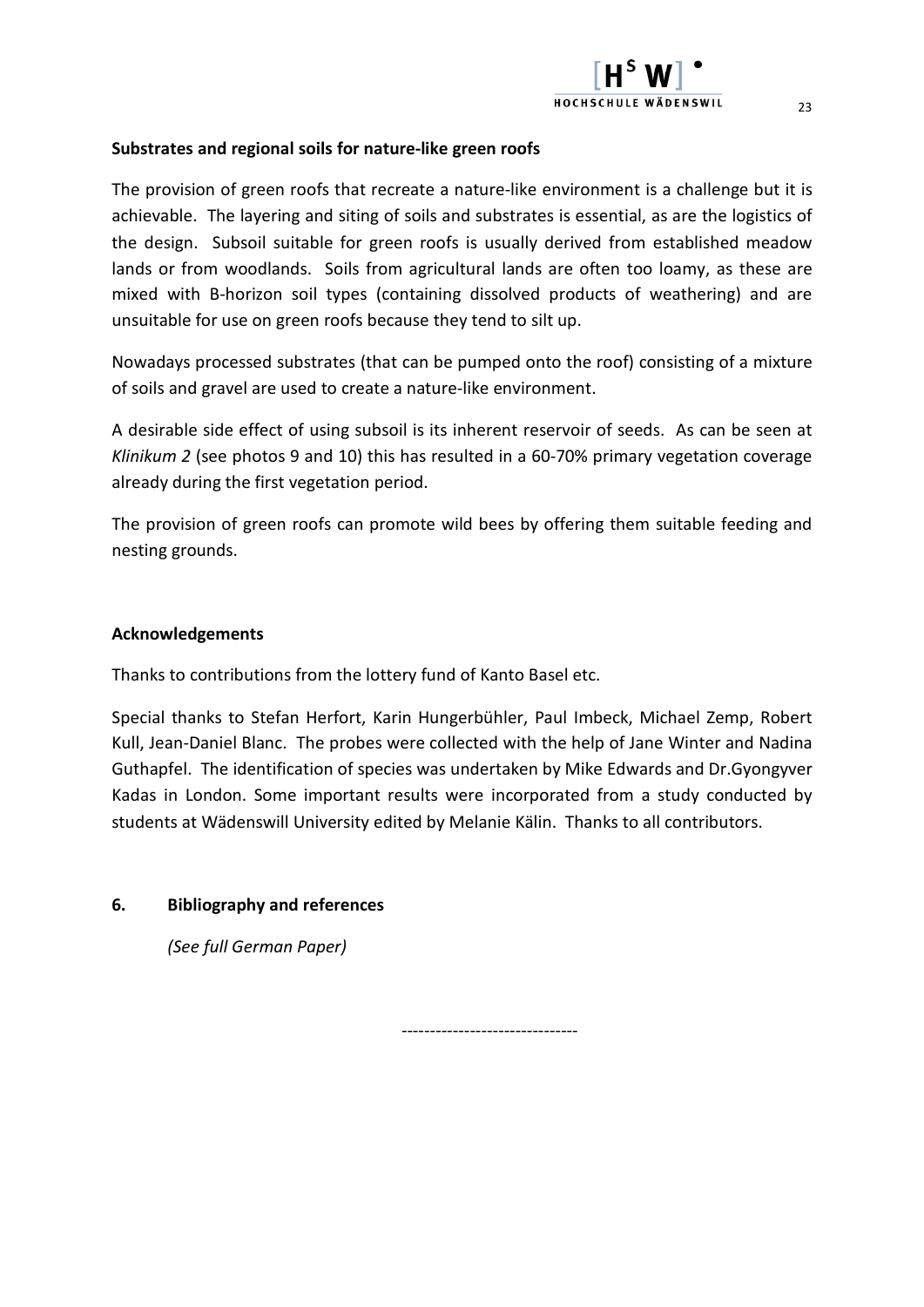**Substrates and regional soils for nature-like green roofs**

The provision of green roofs that recreate a nature-like environment is a challenge but it is achievable. The layering and siting of soils and substrates is essential, as are the logistics of the design. Subsoil suitable for green roofs is usually derived from established meadow lands or from woodlands. Soils from agricultural lands are often too loamy, as these are mixed with B-horizon soil types (containing dissolved products of weathering) and are unsuitable for use on green roofs because they tend to silt up.

Nowadays processed substrates (that can be pumped onto the roof) consisting of a mixture of soils and gravel are used to create a nature-like environment.

A desirable side effect of using subsoil is its inherent reservoir of seeds. As can be seen at *Klinikum 2* (see photos 9 and 10) this has resulted in a 60-70% primary vegetation coverage already during the first vegetation period.

The provision of green roofs can promote wild bees by offering them suitable feeding and nesting grounds.

**Acknowledgements**

Thanks to contributions from the lottery fund of Kanto Basel etc.

Special thanks to Stefan Herfort, Karin Hungerbühler, Paul Imbeck, Michael Zemp, Robert Kull, Jean-Daniel Blanc. The probes were collected with the help of Jane Winter and Nadina Guthapfel. The identification of species was undertaken by Mike Edwards and Dr.Gyongyver Kadas in London. Some important results were incorporated from a study conducted by students at Wädenswill University edited by Melanie Kälin. Thanks to all contributors.

## 6. Bibliography and references

*(See full German Paper)*

-------------------------------